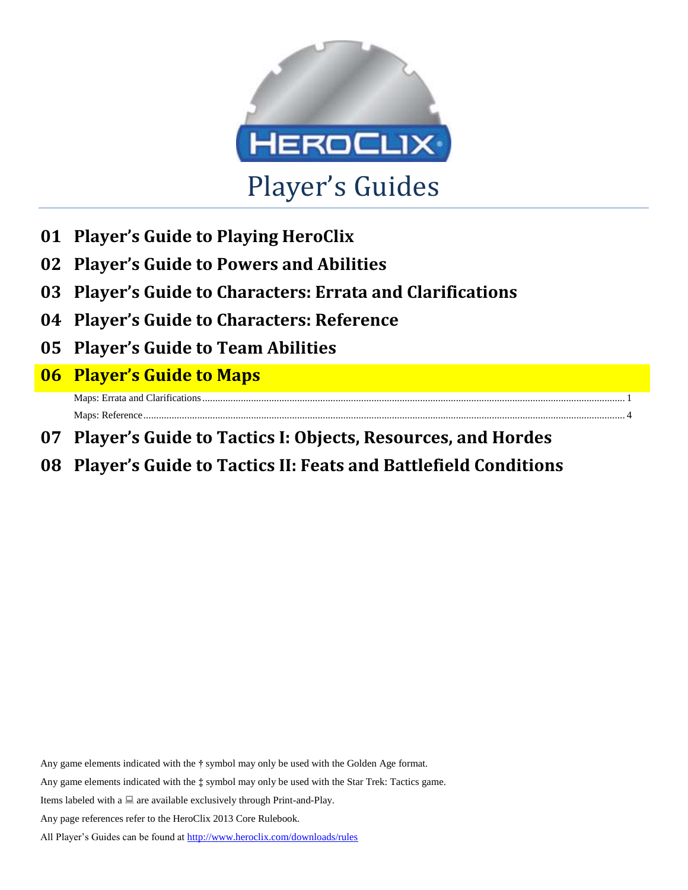# Player's Guides

**01 Player's Guide to Playing HeroClix**

**02 Player's Guide to Powers and Abilities**

**03 Player's Guide to Characters: Errata and Clarifications**

**04 Player's Guide to Characters: Reference**

**05 Player's Guide to Team Abilities**

**06 Player's Guide to Maps**

Maps: Errata and Clarifications ........ 1

Maps: Reference ........ 4

**07 Player's Guide to Tactics I: Objects, Resources, and Hordes**

**08 Player's Guide to Tactics II: Feats and Battlefield Conditions**

Any game elements indicated with the † symbol may only be used with the Golden Age format.

Any game elements indicated with the ‡ symbol may only be used with the Star Trek: Tactics game.

Items labeled with a 💻 are available exclusively through Print-and-Play.

Any page references refer to the HeroClix 2013 Core Rulebook.

All Player's Guides can be found at http://www.heroclix.com/downloads/rules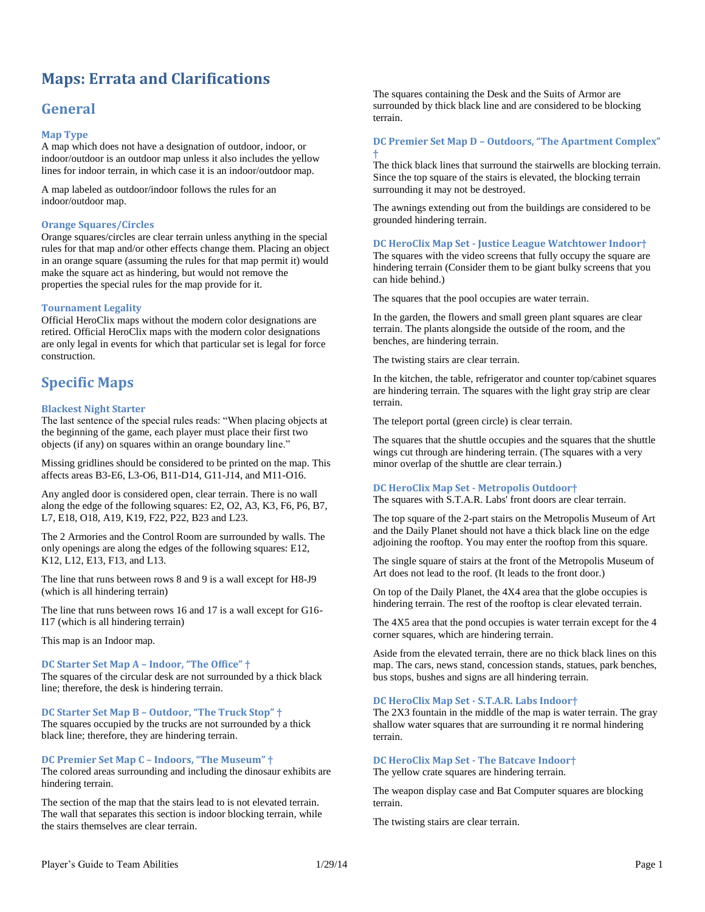# Maps: Errata and Clarifications

## General

### Map Type

A map which does not have a designation of outdoor, indoor, or indoor/outdoor is an outdoor map unless it also includes the yellow lines for indoor terrain, in which case it is an indoor/outdoor map.

A map labeled as outdoor/indoor follows the rules for an indoor/outdoor map.

### Orange Squares/Circles

Orange squares/circles are clear terrain unless anything in the special rules for that map and/or other effects change them. Placing an object in an orange square (assuming the rules for that map permit it) would make the square act as hindering, but would not remove the properties the special rules for the map provide for it.

### Tournament Legality

Official HeroClix maps without the modern color designations are retired. Official HeroClix maps with the modern color designations are only legal in events for which that particular set is legal for force construction.

## Specific Maps

### Blackest Night Starter

The last sentence of the special rules reads: "When placing objects at the beginning of the game, each player must place their first two objects (if any) on squares within an orange boundary line."

Missing gridlines should be considered to be printed on the map. This affects areas B3-E6, L3-O6, B11-D14, G11-J14, and M11-O16.

Any angled door is considered open, clear terrain. There is no wall along the edge of the following squares: E2, O2, A3, K3, F6, P6, B7, L7, E18, O18, A19, K19, F22, P22, B23 and L23.

The 2 Armories and the Control Room are surrounded by walls. The only openings are along the edges of the following squares: E12, K12, L12, E13, F13, and L13.

The line that runs between rows 8 and 9 is a wall except for H8-J9 (which is all hindering terrain)

The line that runs between rows 16 and 17 is a wall except for G16-I17 (which is all hindering terrain)

This map is an Indoor map.

### DC Starter Set Map A – Indoor, "The Office" †

The squares of the circular desk are not surrounded by a thick black line; therefore, the desk is hindering terrain.

### DC Starter Set Map B – Outdoor, "The Truck Stop" †

The squares occupied by the trucks are not surrounded by a thick black line; therefore, they are hindering terrain.

### DC Premier Set Map C – Indoors, "The Museum" †

The colored areas surrounding and including the dinosaur exhibits are hindering terrain.

The section of the map that the stairs lead to is not elevated terrain. The wall that separates this section is indoor blocking terrain, while the stairs themselves are clear terrain.

The squares containing the Desk and the Suits of Armor are surrounded by thick black line and are considered to be blocking terrain.

### DC Premier Set Map D – Outdoors, "The Apartment Complex" †

The thick black lines that surround the stairwells are blocking terrain. Since the top square of the stairs is elevated, the blocking terrain surrounding it may not be destroyed.

The awnings extending out from the buildings are considered to be grounded hindering terrain.

### DC HeroClix Map Set - Justice League Watchtower Indoor†

The squares with the video screens that fully occupy the square are hindering terrain (Consider them to be giant bulky screens that you can hide behind.)

The squares that the pool occupies are water terrain.

In the garden, the flowers and small green plant squares are clear terrain. The plants alongside the outside of the room, and the benches, are hindering terrain.

The twisting stairs are clear terrain.

In the kitchen, the table, refrigerator and counter top/cabinet squares are hindering terrain. The squares with the light gray strip are clear terrain.

The teleport portal (green circle) is clear terrain.

The squares that the shuttle occupies and the squares that the shuttle wings cut through are hindering terrain. (The squares with a very minor overlap of the shuttle are clear terrain.)

### DC HeroClix Map Set - Metropolis Outdoor†

The squares with S.T.A.R. Labs' front doors are clear terrain.

The top square of the 2-part stairs on the Metropolis Museum of Art and the Daily Planet should not have a thick black line on the edge adjoining the rooftop. You may enter the rooftop from this square.

The single square of stairs at the front of the Metropolis Museum of Art does not lead to the roof. (It leads to the front door.)

On top of the Daily Planet, the 4X4 area that the globe occupies is hindering terrain. The rest of the rooftop is clear elevated terrain.

The 4X5 area that the pond occupies is water terrain except for the 4 corner squares, which are hindering terrain.

Aside from the elevated terrain, there are no thick black lines on this map. The cars, news stand, concession stands, statues, park benches, bus stops, bushes and signs are all hindering terrain.

### DC HeroClix Map Set - S.T.A.R. Labs Indoor†

The 2X3 fountain in the middle of the map is water terrain. The gray shallow water squares that are surrounding it re normal hindering terrain.

### DC HeroClix Map Set - The Batcave Indoor†

The yellow crate squares are hindering terrain.

The weapon display case and Bat Computer squares are blocking terrain.

The twisting stairs are clear terrain.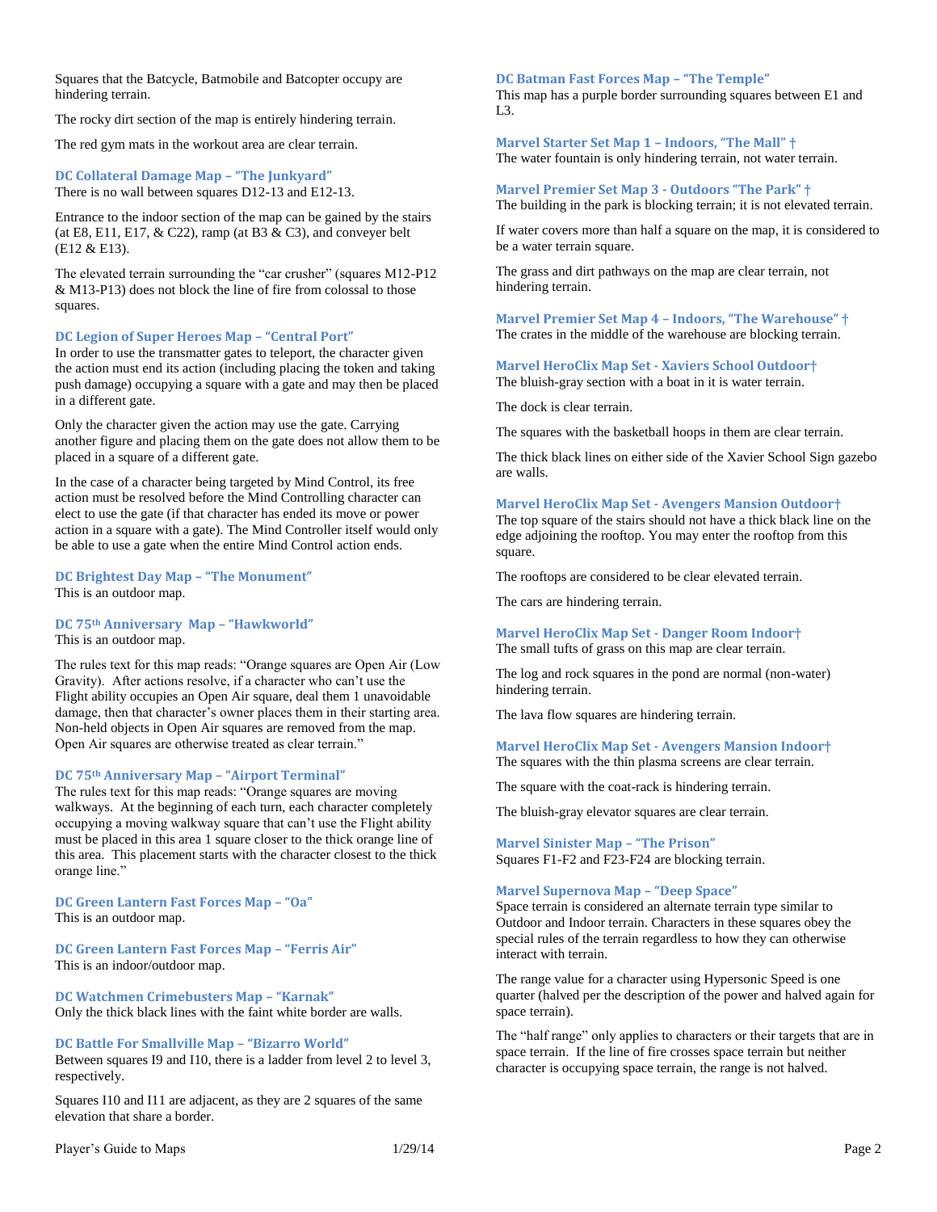Squares that the Batcycle, Batmobile and Batcopter occupy are hindering terrain.

The rocky dirt section of the map is entirely hindering terrain.

The red gym mats in the workout area are clear terrain.

### DC Collateral Damage Map – "The Junkyard"

There is no wall between squares D12-13 and E12-13.

Entrance to the indoor section of the map can be gained by the stairs (at E8, E11, E17, & C22), ramp (at B3 & C3), and conveyer belt (E12 & E13).

The elevated terrain surrounding the "car crusher" (squares M12-P12 & M13-P13) does not block the line of fire from colossal to those squares.

### DC Legion of Super Heroes Map – "Central Port"

In order to use the transmatter gates to teleport, the character given the action must end its action (including placing the token and taking push damage) occupying a square with a gate and may then be placed in a different gate.

Only the character given the action may use the gate. Carrying another figure and placing them on the gate does not allow them to be placed in a square of a different gate.

In the case of a character being targeted by Mind Control, its free action must be resolved before the Mind Controlling character can elect to use the gate (if that character has ended its move or power action in a square with a gate). The Mind Controller itself would only be able to use a gate when the entire Mind Control action ends.

### DC Brightest Day Map – "The Monument"

This is an outdoor map.

### DC 75th Anniversary Map – "Hawkworld"

This is an outdoor map.

The rules text for this map reads: "Orange squares are Open Air (Low Gravity). After actions resolve, if a character who can't use the Flight ability occupies an Open Air square, deal them 1 unavoidable damage, then that character's owner places them in their starting area. Non-held objects in Open Air squares are removed from the map. Open Air squares are otherwise treated as clear terrain."

### DC 75th Anniversary Map – "Airport Terminal"

The rules text for this map reads: "Orange squares are moving walkways. At the beginning of each turn, each character completely occupying a moving walkway square that can't use the Flight ability must be placed in this area 1 square closer to the thick orange line of this area. This placement starts with the character closest to the thick orange line."

### DC Green Lantern Fast Forces Map – "Oa"

This is an outdoor map.

### DC Green Lantern Fast Forces Map – "Ferris Air"

This is an indoor/outdoor map.

### DC Watchmen Crimebusters Map – "Karnak"

Only the thick black lines with the faint white border are walls.

### DC Battle For Smallville Map – "Bizarro World"

Between squares I9 and I10, there is a ladder from level 2 to level 3, respectively.

Squares I10 and I11 are adjacent, as they are 2 squares of the same elevation that share a border.

### DC Batman Fast Forces Map – "The Temple"

This map has a purple border surrounding squares between E1 and L3.

### Marvel Starter Set Map 1 – Indoors, "The Mall" †

The water fountain is only hindering terrain, not water terrain.

### Marvel Premier Set Map 3 - Outdoors "The Park" †

The building in the park is blocking terrain; it is not elevated terrain.

If water covers more than half a square on the map, it is considered to be a water terrain square.

The grass and dirt pathways on the map are clear terrain, not hindering terrain.

### Marvel Premier Set Map 4 – Indoors, "The Warehouse" †

The crates in the middle of the warehouse are blocking terrain.

### Marvel HeroClix Map Set - Xaviers School Outdoor†

The bluish-gray section with a boat in it is water terrain.

The dock is clear terrain.

The squares with the basketball hoops in them are clear terrain.

The thick black lines on either side of the Xavier School Sign gazebo are walls.

### Marvel HeroClix Map Set - Avengers Mansion Outdoor†

The top square of the stairs should not have a thick black line on the edge adjoining the rooftop. You may enter the rooftop from this square.

The rooftops are considered to be clear elevated terrain.

The cars are hindering terrain.

### Marvel HeroClix Map Set - Danger Room Indoor†

The small tufts of grass on this map are clear terrain.

The log and rock squares in the pond are normal (non-water) hindering terrain.

The lava flow squares are hindering terrain.

### Marvel HeroClix Map Set - Avengers Mansion Indoor†

The squares with the thin plasma screens are clear terrain.

The square with the coat-rack is hindering terrain.

The bluish-gray elevator squares are clear terrain.

### Marvel Sinister Map – "The Prison"

Squares F1-F2 and F23-F24 are blocking terrain.

### Marvel Supernova Map – "Deep Space"

Space terrain is considered an alternate terrain type similar to Outdoor and Indoor terrain. Characters in these squares obey the special rules of the terrain regardless to how they can otherwise interact with terrain.

The range value for a character using Hypersonic Speed is one quarter (halved per the description of the power and halved again for space terrain).

The "half range" only applies to characters or their targets that are in space terrain. If the line of fire crosses space terrain but neither character is occupying space terrain, the range is not halved.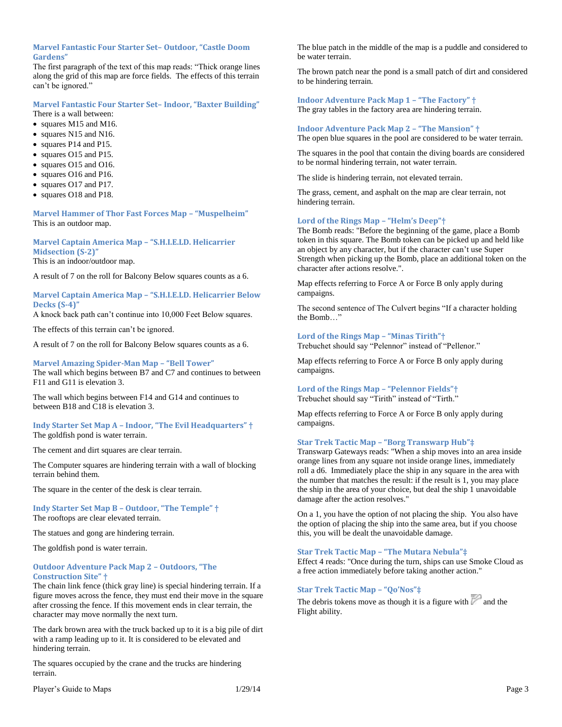### Marvel Fantastic Four Starter Set– Outdoor, “Castle Doom Gardens”

The first paragraph of the text of this map reads: “Thick orange lines along the grid of this map are force fields. The effects of this terrain can’t be ignored.”

### Marvel Fantastic Four Starter Set– Indoor, “Baxter Building”

There is a wall between:

- squares M15 and M16.
- squares N15 and N16.
- squares P14 and P15.
- squares O15 and P15.
- squares O15 and O16.
- squares O16 and P16.
- squares O17 and P17.
- squares O18 and P18.

### Marvel Hammer of Thor Fast Forces Map – “Muspelheim”

This is an outdoor map.

### Marvel Captain America Map – “S.H.I.E.LD. Helicarrier Midsection (S-2)”

This is an indoor/outdoor map.

A result of 7 on the roll for Balcony Below squares counts as a 6.

### Marvel Captain America Map – “S.H.I.E.LD. Helicarrier Below Decks (S-4)”

A knock back path can’t continue into 10,000 Feet Below squares.

The effects of this terrain can’t be ignored.

A result of 7 on the roll for Balcony Below squares counts as a 6.

### Marvel Amazing Spider-Man Map – “Bell Tower”

The wall which begins between B7 and C7 and continues to between F11 and G11 is elevation 3.

The wall which begins between F14 and G14 and continues to between B18 and C18 is elevation 3.

### Indy Starter Set Map A – Indoor, “The Evil Headquarters” †

The goldfish pond is water terrain.

The cement and dirt squares are clear terrain.

The Computer squares are hindering terrain with a wall of blocking terrain behind them.

The square in the center of the desk is clear terrain.

### Indy Starter Set Map B – Outdoor, “The Temple” †

The rooftops are clear elevated terrain.

The statues and gong are hindering terrain.

The goldfish pond is water terrain.

### Outdoor Adventure Pack Map 2 – Outdoors, “The Construction Site” †

The chain link fence (thick gray line) is special hindering terrain. If a figure moves across the fence, they must end their move in the square after crossing the fence. If this movement ends in clear terrain, the character may move normally the next turn.

The dark brown area with the truck backed up to it is a big pile of dirt with a ramp leading up to it. It is considered to be elevated and hindering terrain.

The squares occupied by the crane and the trucks are hindering terrain.

The blue patch in the middle of the map is a puddle and considered to be water terrain.

The brown patch near the pond is a small patch of dirt and considered to be hindering terrain.

### Indoor Adventure Pack Map 1 – “The Factory” †

The gray tables in the factory area are hindering terrain.

### Indoor Adventure Pack Map 2 – “The Mansion” †

The open blue squares in the pool are considered to be water terrain.

The squares in the pool that contain the diving boards are considered to be normal hindering terrain, not water terrain.

The slide is hindering terrain, not elevated terrain.

The grass, cement, and asphalt on the map are clear terrain, not hindering terrain.

### Lord of the Rings Map – “Helm’s Deep”†

The Bomb reads: "Before the beginning of the game, place a Bomb token in this square. The Bomb token can be picked up and held like an object by any character, but if the character can’t use Super Strength when picking up the Bomb, place an additional token on the character after actions resolve.".

Map effects referring to Force A or Force B only apply during campaigns.

The second sentence of The Culvert begins “If a character holding the Bomb…”

### Lord of the Rings Map – “Minas Tirith”†

Trebuchet should say “Pelennor” instead of “Pellenor.”

Map effects referring to Force A or Force B only apply during campaigns.

### Lord of the Rings Map – “Pelennor Fields”†

Trebuchet should say “Tirith” instead of “Tirth.”

Map effects referring to Force A or Force B only apply during campaigns.

### Star Trek Tactic Map – “Borg Transwarp Hub”‡

Transwarp Gateways reads: "When a ship moves into an area inside orange lines from any square not inside orange lines, immediately roll a d6. Immediately place the ship in any square in the area with the number that matches the result: if the result is 1, you may place the ship in the area of your choice, but deal the ship 1 unavoidable damage after the action resolves."

On a 1, you have the option of not placing the ship. You also have the option of placing the ship into the same area, but if you choose this, you will be dealt the unavoidable damage.

### Star Trek Tactic Map – “The Mutara Nebula”‡

Effect 4 reads: "Once during the turn, ships can use Smoke Cloud as a free action immediately before taking another action."

### Star Trek Tactic Map – “Qo’Nos”‡

The debris tokens move as though it is a figure with and the Flight ability.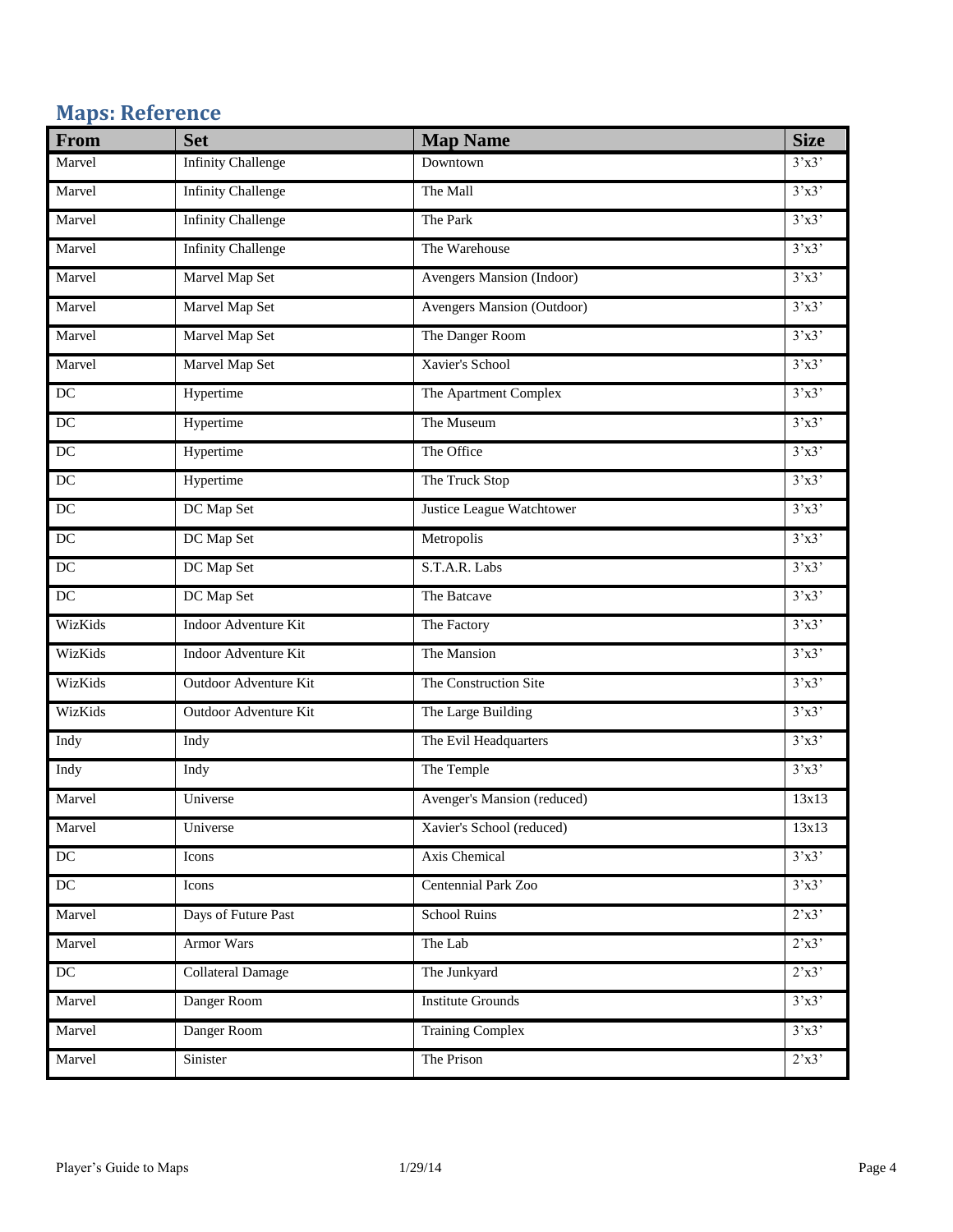## Maps: Reference

| From | Set | Map Name | Size |
|---|---|---|---|
| Marvel | Infinity Challenge | Downtown | 3’x3’ |
| Marvel | Infinity Challenge | The Mall | 3’x3’ |
| Marvel | Infinity Challenge | The Park | 3’x3’ |
| Marvel | Infinity Challenge | The Warehouse | 3’x3’ |
| Marvel | Marvel Map Set | Avengers Mansion (Indoor) | 3’x3’ |
| Marvel | Marvel Map Set | Avengers Mansion (Outdoor) | 3’x3’ |
| Marvel | Marvel Map Set | The Danger Room | 3’x3’ |
| Marvel | Marvel Map Set | Xavier's School | 3’x3’ |
| DC | Hypertime | The Apartment Complex | 3’x3’ |
| DC | Hypertime | The Museum | 3’x3’ |
| DC | Hypertime | The Office | 3’x3’ |
| DC | Hypertime | The Truck Stop | 3’x3’ |
| DC | DC Map Set | Justice League Watchtower | 3’x3’ |
| DC | DC Map Set | Metropolis | 3’x3’ |
| DC | DC Map Set | S.T.A.R. Labs | 3’x3’ |
| DC | DC Map Set | The Batcave | 3’x3’ |
| WizKids | Indoor Adventure Kit | The Factory | 3’x3’ |
| WizKids | Indoor Adventure Kit | The Mansion | 3’x3’ |
| WizKids | Outdoor Adventure Kit | The Construction Site | 3’x3’ |
| WizKids | Outdoor Adventure Kit | The Large Building | 3’x3’ |
| Indy | Indy | The Evil Headquarters | 3’x3’ |
| Indy | Indy | The Temple | 3’x3’ |
| Marvel | Universe | Avenger's Mansion (reduced) | 13x13 |
| Marvel | Universe | Xavier's School (reduced) | 13x13 |
| DC | Icons | Axis Chemical | 3’x3’ |
| DC | Icons | Centennial Park Zoo | 3’x3’ |
| Marvel | Days of Future Past | School Ruins | 2’x3’ |
| Marvel | Armor Wars | The Lab | 2’x3’ |
| DC | Collateral Damage | The Junkyard | 2’x3’ |
| Marvel | Danger Room | Institute Grounds | 3’x3’ |
| Marvel | Danger Room | Training Complex | 3’x3’ |
| Marvel | Sinister | The Prison | 2’x3’ |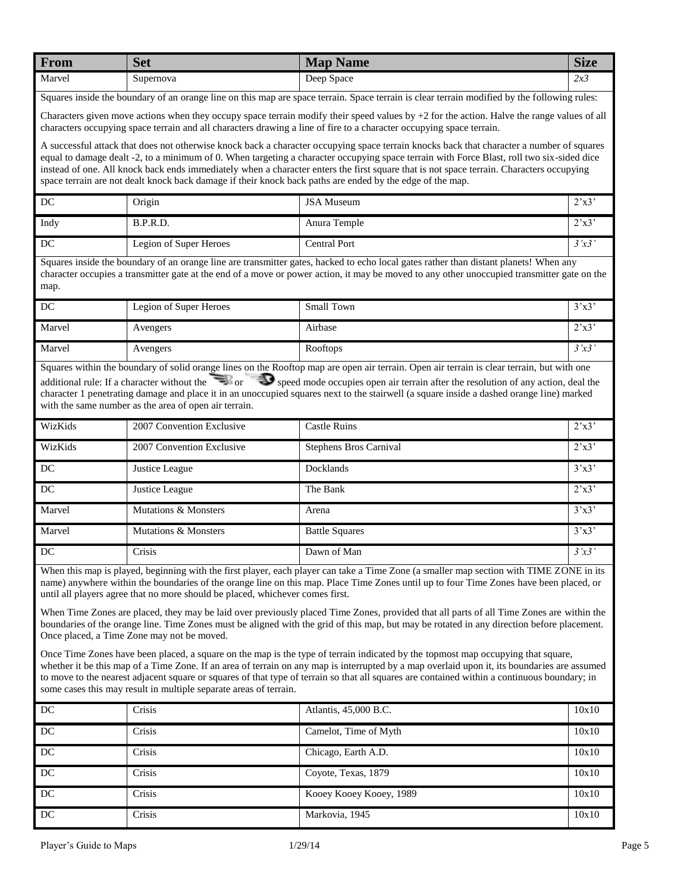| From | Set | Map Name | Size |
|---|---|---|---|
| Marvel | Supernova | Deep Space | *2x3* |
| Squares inside the boundary of an orange line on this map are space terrain. Space terrain is clear terrain modified by the following rules:<br><br>Characters given move actions when they occupy space terrain modify their speed values by +2 for the action. Halve the range values of all characters occupying space terrain and all characters drawing a line of fire to a character occupying space terrain.<br><br>A successful attack that does not otherwise knock back a character occupying space terrain knocks back that character a number of squares equal to damage dealt -2, to a minimum of 0. When targeting a character occupying space terrain with Force Blast, roll two six-sided dice instead of one. All knock back ends immediately when a character enters the first square that is not space terrain. Characters occupying space terrain are not dealt knock back damage if their knock back paths are ended by the edge of the map. | | | |
| DC | Origin | JSA Museum | 2'x3' |
| Indy | B.P.R.D. | Anura Temple | 2'x3' |
| DC | Legion of Super Heroes | Central Port | *3'x3'* |
| Squares inside the boundary of an orange line are transmitter gates, hacked to echo local gates rather than distant planets! When any character occupies a transmitter gate at the end of a move or power action, it may be moved to any other unoccupied transmitter gate on the map. | | | |
| DC | Legion of Super Heroes | Small Town | 3'x3' |
| Marvel | Avengers | Airbase | 2'x3' |
| Marvel | Avengers | Rooftops | *3'x3'* |
| Squares within the boundary of solid orange lines on the Rooftop map are open air terrain. Open air terrain is clear terrain, but with one additional rule: If a character without the or speed mode occupies open air terrain after the resolution of any action, deal the character 1 penetrating damage and place it in an unoccupied squares next to the stairwell (a square inside a dashed orange line) marked with the same number as the area of open air terrain. | | | |
| WizKids | 2007 Convention Exclusive | Castle Ruins | 2'x3' |
| WizKids | 2007 Convention Exclusive | Stephens Bros Carnival | 2'x3' |
| DC | Justice League | Docklands | 3'x3' |
| DC | Justice League | The Bank | 2'x3' |
| Marvel | Mutations & Monsters | Arena | 3'x3' |
| Marvel | Mutations & Monsters | Battle Squares | 3'x3' |
| DC | Crisis | Dawn of Man | *3'x3'* |
| When this map is played, beginning with the first player, each player can take a Time Zone (a smaller map section with TIME ZONE in its name) anywhere within the boundaries of the orange line on this map. Place Time Zones until up to four Time Zones have been placed, or until all players agree that no more should be placed, whichever comes first.<br><br>When Time Zones are placed, they may be laid over previously placed Time Zones, provided that all parts of all Time Zones are within the boundaries of the orange line. Time Zones must be aligned with the grid of this map, but may be rotated in any direction before placement. Once placed, a Time Zone may not be moved.<br><br>Once Time Zones have been placed, a square on the map is the type of terrain indicated by the topmost map occupying that square, whether it be this map of a Time Zone. If an area of terrain on any map is interrupted by a map overlaid upon it, its boundaries are assumed to move to the nearest adjacent square or squares of that type of terrain so that all squares are contained within a continuous boundary; in some cases this may result in multiple separate areas of terrain. | | | |
| DC | Crisis | Atlantis, 45,000 B.C. | 10x10 |
| DC | Crisis | Camelot, Time of Myth | 10x10 |
| DC | Crisis | Chicago, Earth A.D. | 10x10 |
| DC | Crisis | Coyote, Texas, 1879 | 10x10 |
| DC | Crisis | Kooey Kooey Kooey, 1989 | 10x10 |
| DC | Crisis | Markovia, 1945 | 10x10 |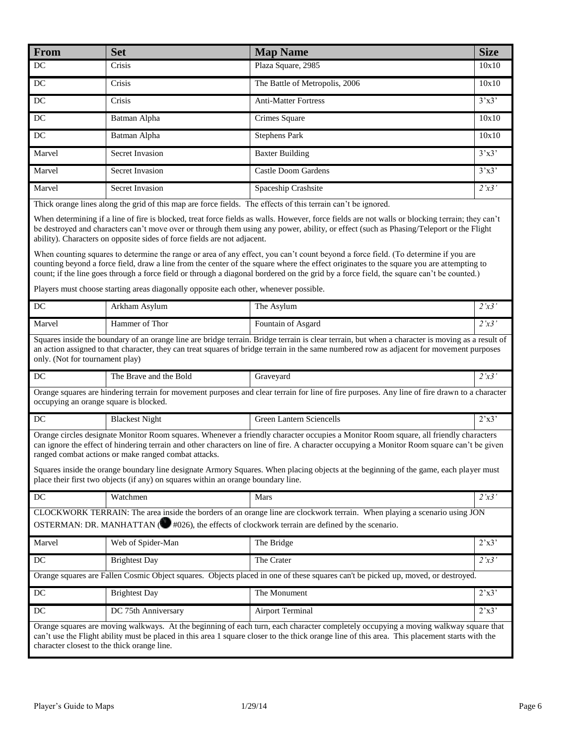| From | Set | Map Name | Size |
|---|---|---|---|
| DC | Crisis | Plaza Square, 2985 | 10x10 |
| DC | Crisis | The Battle of Metropolis, 2006 | 10x10 |
| DC | Crisis | Anti-Matter Fortress | 3'x3' |
| DC | Batman Alpha | Crimes Square | 10x10 |
| DC | Batman Alpha | Stephens Park | 10x10 |
| Marvel | Secret Invasion | Baxter Building | 3'x3' |
| Marvel | Secret Invasion | Castle Doom Gardens | 3'x3' |
| Marvel | Secret Invasion | Spaceship Crashsite | *2'x3'* |
| Thick orange lines along the grid of this map are force fields. The effects of this terrain can't be ignored. When determining if a line of fire is blocked, treat force fields as walls. However, force fields are not walls or blocking terrain; they can't be destroyed and characters can't move over or through them using any power, ability, or effect (such as Phasing/Teleport or the Flight ability). Characters on opposite sides of force fields are not adjacent. When counting squares to determine the range or area of any effect, you can't count beyond a force field. (To determine if you are counting beyond a force field, draw a line from the center of the square where the effect originates to the square you are attempting to count; if the line goes through a force field or through a diagonal bordered on the grid by a force field, the square can't be counted.) Players must choose starting areas diagonally opposite each other, whenever possible. | | | |
| DC | Arkham Asylum | The Asylum | *2'x3'* |
| Marvel | Hammer of Thor | Fountain of Asgard | *2'x3'* |
| Squares inside the boundary of an orange line are bridge terrain. Bridge terrain is clear terrain, but when a character is moving as a result of an action assigned to that character, they can treat squares of bridge terrain in the same numbered row as adjacent for movement purposes only. (Not for tournament play) | | | |
| DC | The Brave and the Bold | Graveyard | *2'x3'* |
| Orange squares are hindering terrain for movement purposes and clear terrain for line of fire purposes. Any line of fire drawn to a character occupying an orange square is blocked. | | | |
| DC | Blackest Night | Green Lantern Sciencells | 2'x3' |
| Orange circles designate Monitor Room squares. Whenever a friendly character occupies a Monitor Room square, all friendly characters can ignore the effect of hindering terrain and other characters on line of fire. A character occupying a Monitor Room square can't be given ranged combat actions or make ranged combat attacks. Squares inside the orange boundary line designate Armory Squares. When placing objects at the beginning of the game, each player must place their first two objects (if any) on squares within an orange boundary line. | | | |
| DC | Watchmen | Mars | *2'x3'* |
| CLOCKWORK TERRAIN: The area inside the borders of an orange line are clockwork terrain. When playing a scenario using JON OSTERMAN: DR. MANHATTAN (● #026), the effects of clockwork terrain are defined by the scenario. | | | |
| Marvel | Web of Spider-Man | The Bridge | 2'x3' |
| DC | Brightest Day | The Crater | *2'x3'* |
| Orange squares are Fallen Cosmic Object squares. Objects placed in one of these squares can't be picked up, moved, or destroyed. | | | |
| DC | Brightest Day | The Monument | 2'x3' |
| DC | DC 75th Anniversary | Airport Terminal | 2'x3' |
| Orange squares are moving walkways. At the beginning of each turn, each character completely occupying a moving walkway square that can't use the Flight ability must be placed in this area 1 square closer to the thick orange line of this area. This placement starts with the character closest to the thick orange line. | | | |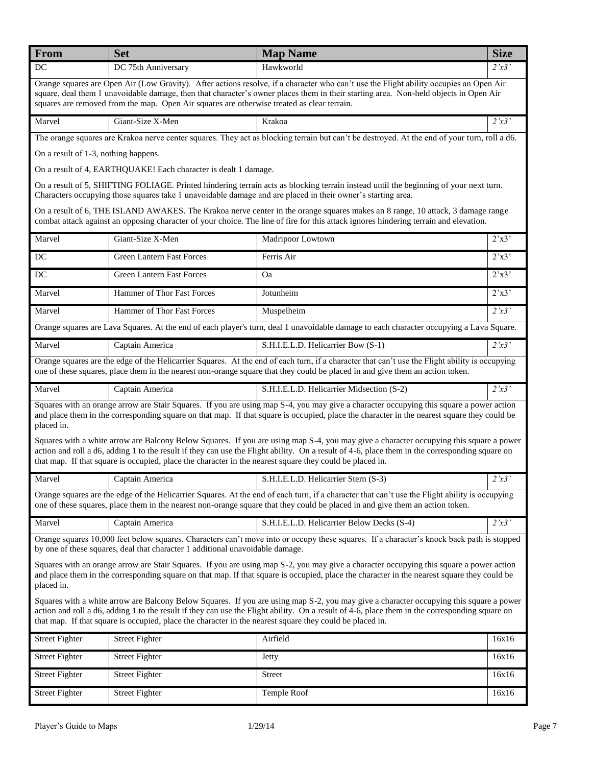| From | Set | Map Name | Size |
|---|---|---|---|
| DC | DC 75th Anniversary | Hawkworld | *2'x3'* |
| Orange squares are Open Air (Low Gravity). After actions resolve, if a character who can't use the Flight ability occupies an Open Air square, deal them 1 unavoidable damage, then that character's owner places them in their starting area. Non-held objects in Open Air squares are removed from the map. Open Air squares are otherwise treated as clear terrain. | | | |
| Marvel | Giant-Size X-Men | Krakoa | *2'x3'* |
| The orange squares are Krakoa nerve center squares. They act as blocking terrain but can't be destroyed. At the end of your turn, roll a d6.<br><br>On a result of 1-3, nothing happens.<br><br>On a result of 4, EARTHQUAKE! Each character is dealt 1 damage.<br><br>On a result of 5, SHIFTING FOLIAGE. Printed hindering terrain acts as blocking terrain instead until the beginning of your next turn. Characters occupying those squares take 1 unavoidable damage and are placed in their owner's starting area.<br><br>On a result of 6, THE ISLAND AWAKES. The Krakoa nerve center in the orange squares makes an 8 range, 10 attack, 3 damage range combat attack against an opposing character of your choice. The line of fire for this attack ignores hindering terrain and elevation. | | | |
| Marvel | Giant-Size X-Men | Madripoor Lowtown | 2'x3' |
| DC | Green Lantern Fast Forces | Ferris Air | 2'x3' |
| DC | Green Lantern Fast Forces | Oa | 2'x3' |
| Marvel | Hammer of Thor Fast Forces | Jotunheim | 2'x3' |
| Marvel | Hammer of Thor Fast Forces | Muspelheim | *2'x3'* |
| Orange squares are Lava Squares. At the end of each player's turn, deal 1 unavoidable damage to each character occupying a Lava Square. | | | |
| Marvel | Captain America | S.H.I.E.L.D. Helicarrier Bow (S-1) | *2'x3'* |
| Orange squares are the edge of the Helicarrier Squares. At the end of each turn, if a character that can't use the Flight ability is occupying one of these squares, place them in the nearest non-orange square that they could be placed in and give them an action token. | | | |
| Marvel | Captain America | S.H.I.E.L.D. Helicarrier Midsection (S-2) | *2'x3'* |
| Squares with an orange arrow are Stair Squares. If you are using map S-4, you may give a character occupying this square a power action and place them in the corresponding square on that map. If that square is occupied, place the character in the nearest square they could be placed in.<br><br>Squares with a white arrow are Balcony Below Squares. If you are using map S-4, you may give a character occupying this square a power action and roll a d6, adding 1 to the result if they can use the Flight ability. On a result of 4-6, place them in the corresponding square on that map. If that square is occupied, place the character in the nearest square they could be placed in. | | | |
| Marvel | Captain America | S.H.I.E.L.D. Helicarrier Stern (S-3) | *2'x3'* |
| Orange squares are the edge of the Helicarrier Squares. At the end of each turn, if a character that can't use the Flight ability is occupying one of these squares, place them in the nearest non-orange square that they could be placed in and give them an action token. | | | |
| Marvel | Captain America | S.H.I.E.L.D. Helicarrier Below Decks (S-4) | *2'x3'* |
| Orange squares 10,000 feet below squares. Characters can't move into or occupy these squares. If a character's knock back path is stopped by one of these squares, deal that character 1 additional unavoidable damage.<br><br>Squares with an orange arrow are Stair Squares. If you are using map S-2, you may give a character occupying this square a power action and place them in the corresponding square on that map. If that square is occupied, place the character in the nearest square they could be placed in.<br><br>Squares with a white arrow are Balcony Below Squares. If you are using map S-2, you may give a character occupying this square a power action and roll a d6, adding 1 to the result if they can use the Flight ability. On a result of 4-6, place them in the corresponding square on that map. If that square is occupied, place the character in the nearest square they could be placed in. | | | |
| Street Fighter | Street Fighter | Airfield | 16x16 |
| Street Fighter | Street Fighter | Jetty | 16x16 |
| Street Fighter | Street Fighter | Street | 16x16 |
| Street Fighter | Street Fighter | Temple Roof | 16x16 |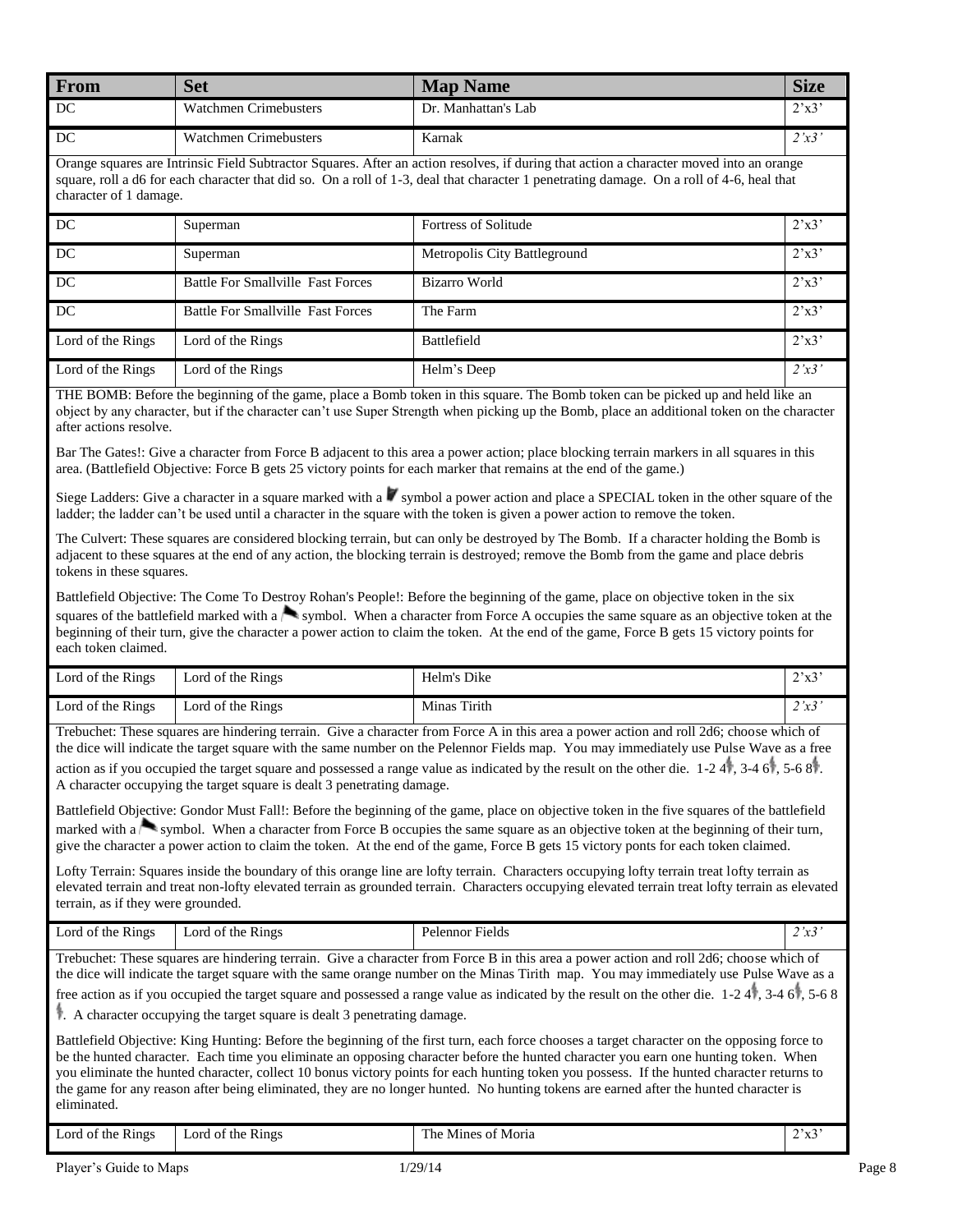| From | Set | Map Name | Size |
|---|---|---|---|
| DC | Watchmen Crimebusters | Dr. Manhattan's Lab | 2'x3' |
| DC | Watchmen Crimebusters | Karnak | *2'x3'* |

Orange squares are Intrinsic Field Subtractor Squares. After an action resolves, if during that action a character moved into an orange square, roll a d6 for each character that did so. On a roll of 1-3, deal that character 1 penetrating damage. On a roll of 4-6, heal that character of 1 damage.

| From | Set | Map Name | Size |
|---|---|---|---|
| DC | Superman | Fortress of Solitude | 2'x3' |
| DC | Superman | Metropolis City Battleground | 2'x3' |
| DC | Battle For Smallville Fast Forces | Bizarro World | 2'x3' |
| DC | Battle For Smallville Fast Forces | The Farm | 2'x3' |
| Lord of the Rings | Lord of the Rings | Battlefield | 2'x3' |
| Lord of the Rings | Lord of the Rings | Helm's Deep | *2'x3'* |

THE BOMB: Before the beginning of the game, place a Bomb token in this square. The Bomb token can be picked up and held like an object by any character, but if the character can't use Super Strength when picking up the Bomb, place an additional token on the character after actions resolve.

Bar The Gates!: Give a character from Force B adjacent to this area a power action; place blocking terrain markers in all squares in this area. (Battlefield Objective: Force B gets 25 victory points for each marker that remains at the end of the game.)

Siege Ladders: Give a character in a square marked with a symbol a power action and place a SPECIAL token in the other square of the ladder; the ladder can't be used until a character in the square with the token is given a power action to remove the token.

The Culvert: These squares are considered blocking terrain, but can only be destroyed by The Bomb. If a character holding the Bomb is adjacent to these squares at the end of any action, the blocking terrain is destroyed; remove the Bomb from the game and place debris tokens in these squares.

Battlefield Objective: The Come To Destroy Rohan's People!: Before the beginning of the game, place on objective token in the six squares of the battlefield marked with a symbol. When a character from Force A occupies the same square as an objective token at the beginning of their turn, give the character a power action to claim the token. At the end of the game, Force B gets 15 victory points for each token claimed.

| From | Set | Map Name | Size |
|---|---|---|---|
| Lord of the Rings | Lord of the Rings | Helm's Dike | 2'x3' |
| Lord of the Rings | Lord of the Rings | Minas Tirith | *2'x3'* |

Trebuchet: These squares are hindering terrain. Give a character from Force A in this area a power action and roll 2d6; choose which of the dice will indicate the target square with the same number on the Pelennor Fields map. You may immediately use Pulse Wave as a free action as if you occupied the target square and possessed a range value as indicated by the result on the other die. 1-2 4, 3-4 6, 5-6 8. A character occupying the target square is dealt 3 penetrating damage.

Battlefield Objective: Gondor Must Fall!: Before the beginning of the game, place on objective token in the five squares of the battlefield marked with a symbol. When a character from Force B occupies the same square as an objective token at the beginning of their turn, give the character a power action to claim the token. At the end of the game, Force B gets 15 victory ponts for each token claimed.

Lofty Terrain: Squares inside the boundary of this orange line are lofty terrain. Characters occupying lofty terrain treat lofty terrain as elevated terrain and treat non-lofty elevated terrain as grounded terrain. Characters occupying elevated terrain treat lofty terrain as elevated terrain, as if they were grounded.

| From | Set | Map Name | Size |
|---|---|---|---|
| Lord of the Rings | Lord of the Rings | Pelennor Fields | *2'x3'* |

Trebuchet: These squares are hindering terrain. Give a character from Force B in this area a power action and roll 2d6; choose which of the dice will indicate the target square with the same orange number on the Minas Tirith map. You may immediately use Pulse Wave as a free action as if you occupied the target square and possessed a range value as indicated by the result on the other die. 1-2 4, 3-4 6, 5-6 8. A character occupying the target square is dealt 3 penetrating damage.

Battlefield Objective: King Hunting: Before the beginning of the first turn, each force chooses a target character on the opposing force to be the hunted character. Each time you eliminate an opposing character before the hunted character you earn one hunting token. When you eliminate the hunted character, collect 10 bonus victory points for each hunting token you possess. If the hunted character returns to the game for any reason after being eliminated, they are no longer hunted. No hunting tokens are earned after the hunted character is eliminated.

| From | Set | Map Name | Size |
|---|---|---|---|
| Lord of the Rings | Lord of the Rings | The Mines of Moria | 2'x3' |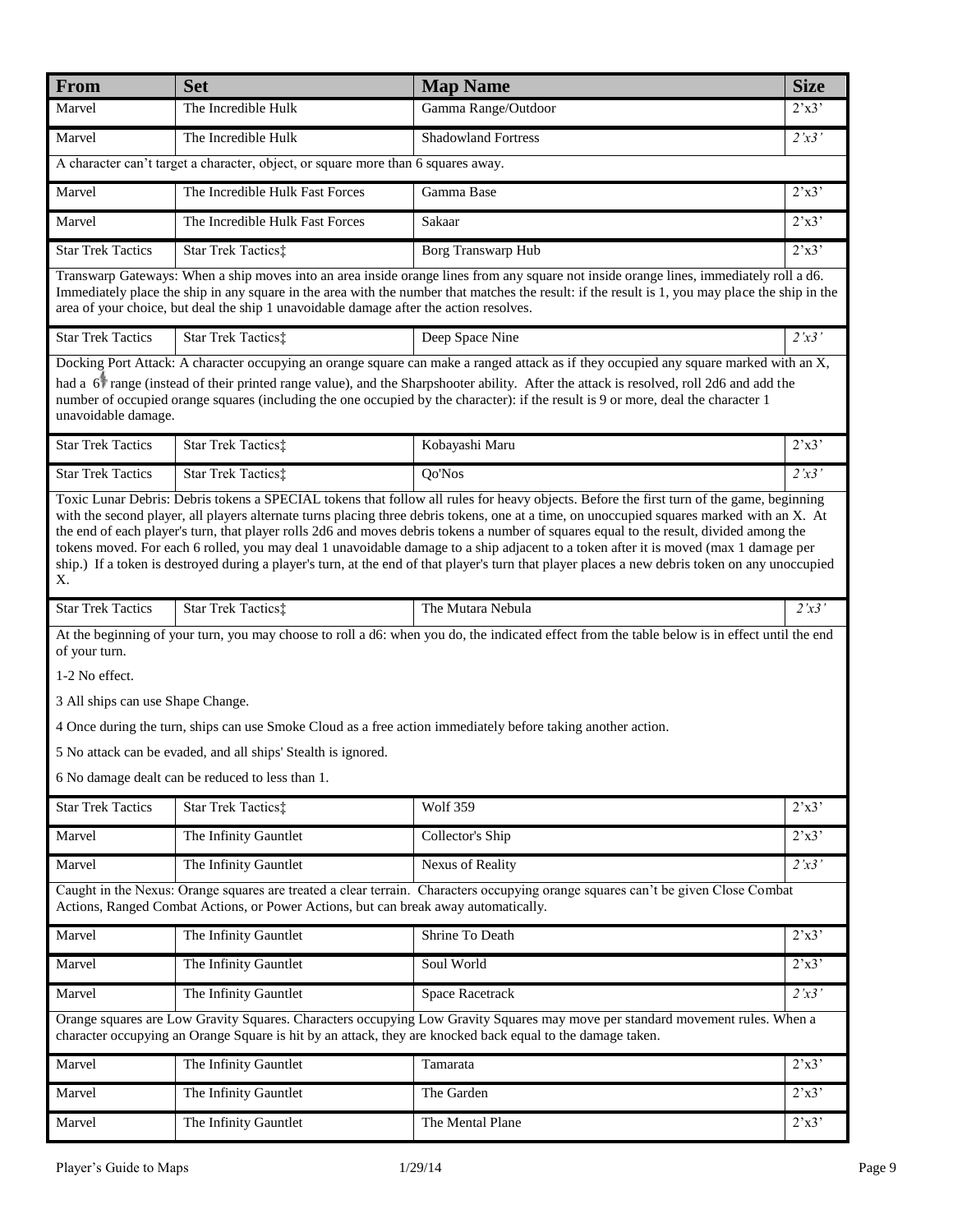| From | Set | Map Name | Size |
|---|---|---|---|
| Marvel | The Incredible Hulk | Gamma Range/Outdoor | 2'x3' |
| Marvel | The Incredible Hulk | Shadowland Fortress | *2'x3'* |
| A character can't target a character, object, or square more than 6 squares away. | | | |
| Marvel | The Incredible Hulk Fast Forces | Gamma Base | 2'x3' |
| Marvel | The Incredible Hulk Fast Forces | Sakaar | 2'x3' |
| Star Trek Tactics | Star Trek Tactics‡ | Borg Transwarp Hub | 2'x3' |
| Transwarp Gateways: When a ship moves into an area inside orange lines from any square not inside orange lines, immediately roll a d6. Immediately place the ship in any square in the area with the number that matches the result: if the result is 1, you may place the ship in the area of your choice, but deal the ship 1 unavoidable damage after the action resolves. | | | |
| Star Trek Tactics | Star Trek Tactics‡ | Deep Space Nine | *2'x3'* |
| Docking Port Attack: A character occupying an orange square can make a ranged attack as if they occupied any square marked with an X, had a 6 range (instead of their printed range value), and the Sharpshooter ability. After the attack is resolved, roll 2d6 and add the number of occupied orange squares (including the one occupied by the character): if the result is 9 or more, deal the character 1 unavoidable damage. | | | |
| Star Trek Tactics | Star Trek Tactics‡ | Kobayashi Maru | 2'x3' |
| Star Trek Tactics | Star Trek Tactics‡ | Qo'Nos | *2'x3'* |
| Toxic Lunar Debris: Debris tokens a SPECIAL tokens that follow all rules for heavy objects. Before the first turn of the game, beginning with the second player, all players alternate turns placing three debris tokens, one at a time, on unoccupied squares marked with an X. At the end of each player's turn, that player rolls 2d6 and moves debris tokens a number of squares equal to the result, divided among the tokens moved. For each 6 rolled, you may deal 1 unavoidable damage to a ship adjacent to a token after it is moved (max 1 damage per ship.) If a token is destroyed during a player's turn, at the end of that player's turn that player places a new debris token on any unoccupied X. | | | |
| Star Trek Tactics | Star Trek Tactics‡ | The Mutara Nebula | *2'x3'* |
| At the beginning of your turn, you may choose to roll a d6: when you do, the indicated effect from the table below is in effect until the end of your turn.<br>1-2 No effect.<br>3 All ships can use Shape Change.<br>4 Once during the turn, ships can use Smoke Cloud as a free action immediately before taking another action.<br>5 No attack can be evaded, and all ships' Stealth is ignored.<br>6 No damage dealt can be reduced to less than 1. | | | |
| Star Trek Tactics | Star Trek Tactics‡ | Wolf 359 | 2'x3' |
| Marvel | The Infinity Gauntlet | Collector's Ship | 2'x3' |
| Marvel | The Infinity Gauntlet | Nexus of Reality | *2'x3'* |
| Caught in the Nexus: Orange squares are treated a clear terrain. Characters occupying orange squares can't be given Close Combat Actions, Ranged Combat Actions, or Power Actions, but can break away automatically. | | | |
| Marvel | The Infinity Gauntlet | Shrine To Death | 2'x3' |
| Marvel | The Infinity Gauntlet | Soul World | 2'x3' |
| Marvel | The Infinity Gauntlet | Space Racetrack | *2'x3'* |
| Orange squares are Low Gravity Squares. Characters occupying Low Gravity Squares may move per standard movement rules. When a character occupying an Orange Square is hit by an attack, they are knocked back equal to the damage taken. | | | |
| Marvel | The Infinity Gauntlet | Tamarata | 2'x3' |
| Marvel | The Infinity Gauntlet | The Garden | 2'x3' |
| Marvel | The Infinity Gauntlet | The Mental Plane | 2'x3' |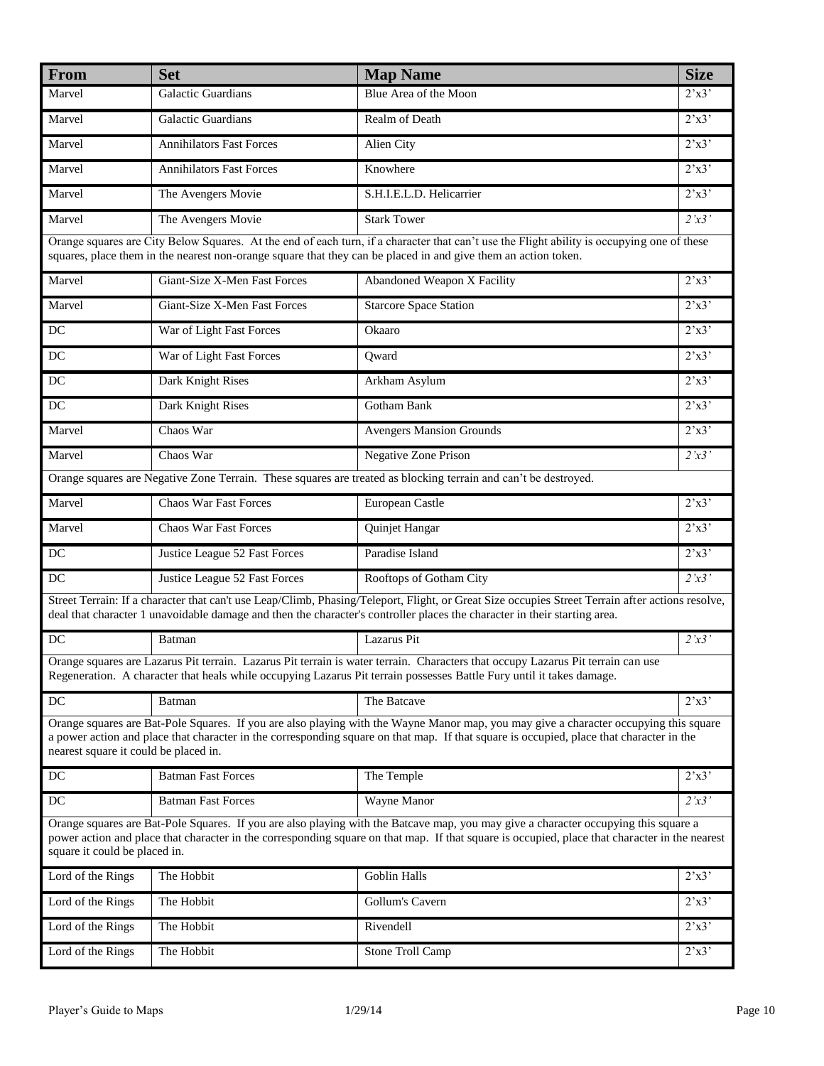| From | Set | Map Name | Size |
|---|---|---|---|
| Marvel | Galactic Guardians | Blue Area of the Moon | 2'x3' |
| Marvel | Galactic Guardians | Realm of Death | 2'x3' |
| Marvel | Annihilators Fast Forces | Alien City | 2'x3' |
| Marvel | Annihilators Fast Forces | Knowhere | 2'x3' |
| Marvel | The Avengers Movie | S.H.I.E.L.D. Helicarrier | 2'x3' |
| Marvel | The Avengers Movie | Stark Tower | *2'x3'* |
| Orange squares are City Below Squares. At the end of each turn, if a character that can't use the Flight ability is occupying one of these squares, place them in the nearest non-orange square that they can be placed in and give them an action token. | | | |
| Marvel | Giant-Size X-Men Fast Forces | Abandoned Weapon X Facility | 2'x3' |
| Marvel | Giant-Size X-Men Fast Forces | Starcore Space Station | 2'x3' |
| DC | War of Light Fast Forces | Okaaro | 2'x3' |
| DC | War of Light Fast Forces | Qward | 2'x3' |
| DC | Dark Knight Rises | Arkham Asylum | 2'x3' |
| DC | Dark Knight Rises | Gotham Bank | 2'x3' |
| Marvel | Chaos War | Avengers Mansion Grounds | 2'x3' |
| Marvel | Chaos War | Negative Zone Prison | *2'x3'* |
| Orange squares are Negative Zone Terrain. These squares are treated as blocking terrain and can't be destroyed. | | | |
| Marvel | Chaos War Fast Forces | European Castle | 2'x3' |
| Marvel | Chaos War Fast Forces | Quinjet Hangar | 2'x3' |
| DC | Justice League 52 Fast Forces | Paradise Island | 2'x3' |
| DC | Justice League 52 Fast Forces | Rooftops of Gotham City | *2'x3'* |
| Street Terrain: If a character that can't use Leap/Climb, Phasing/Teleport, Flight, or Great Size occupies Street Terrain after actions resolve, deal that character 1 unavoidable damage and then the character's controller places the character in their starting area. | | | |
| DC | Batman | Lazarus Pit | *2'x3'* |
| Orange squares are Lazarus Pit terrain. Lazarus Pit terrain is water terrain. Characters that occupy Lazarus Pit terrain can use Regeneration. A character that heals while occupying Lazarus Pit terrain possesses Battle Fury until it takes damage. | | | |
| DC | Batman | The Batcave | 2'x3' |
| Orange squares are Bat-Pole Squares. If you are also playing with the Wayne Manor map, you may give a character occupying this square a power action and place that character in the corresponding square on that map. If that square is occupied, place that character in the nearest square it could be placed in. | | | |
| DC | Batman Fast Forces | The Temple | 2'x3' |
| DC | Batman Fast Forces | Wayne Manor | *2'x3'* |
| Orange squares are Bat-Pole Squares. If you are also playing with the Batcave map, you may give a character occupying this square a power action and place that character in the corresponding square on that map. If that square is occupied, place that character in the nearest square it could be placed in. | | | |
| Lord of the Rings | The Hobbit | Goblin Halls | 2'x3' |
| Lord of the Rings | The Hobbit | Gollum's Cavern | 2'x3' |
| Lord of the Rings | The Hobbit | Rivendell | 2'x3' |
| Lord of the Rings | The Hobbit | Stone Troll Camp | 2'x3' |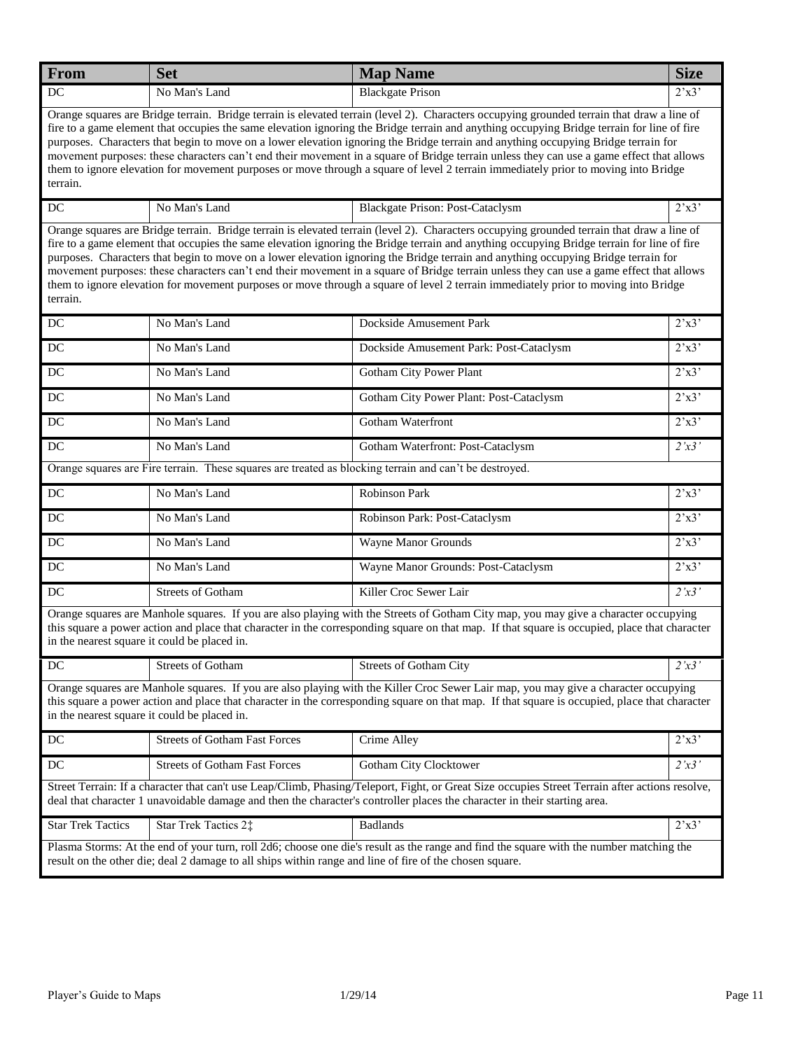| From | Set | Map Name | Size |
|---|---|---|---|
| DC | No Man's Land | Blackgate Prison | 2'x3' |
| Orange squares are Bridge terrain. Bridge terrain is elevated terrain (level 2). Characters occupying grounded terrain that draw a line of fire to a game element that occupies the same elevation ignoring the Bridge terrain and anything occupying Bridge terrain for line of fire purposes. Characters that begin to move on a lower elevation ignoring the Bridge terrain and anything occupying Bridge terrain for movement purposes: these characters can't end their movement in a square of Bridge terrain unless they can use a game effect that allows them to ignore elevation for movement purposes or move through a square of level 2 terrain immediately prior to moving into Bridge terrain. | | | |
| DC | No Man's Land | Blackgate Prison: Post-Cataclysm | 2'x3' |
| Orange squares are Bridge terrain. Bridge terrain is elevated terrain (level 2). Characters occupying grounded terrain that draw a line of fire to a game element that occupies the same elevation ignoring the Bridge terrain and anything occupying Bridge terrain for line of fire purposes. Characters that begin to move on a lower elevation ignoring the Bridge terrain and anything occupying Bridge terrain for movement purposes: these characters can't end their movement in a square of Bridge terrain unless they can use a game effect that allows them to ignore elevation for movement purposes or move through a square of level 2 terrain immediately prior to moving into Bridge terrain. | | | |
| DC | No Man's Land | Dockside Amusement Park | 2'x3' |
| DC | No Man's Land | Dockside Amusement Park: Post-Cataclysm | 2'x3' |
| DC | No Man's Land | Gotham City Power Plant | 2'x3' |
| DC | No Man's Land | Gotham City Power Plant: Post-Cataclysm | 2'x3' |
| DC | No Man's Land | Gotham Waterfront | 2'x3' |
| DC | No Man's Land | Gotham Waterfront: Post-Cataclysm | 2'x3' |
| Orange squares are Fire terrain. These squares are treated as blocking terrain and can't be destroyed. | | | |
| DC | No Man's Land | Robinson Park | 2'x3' |
| DC | No Man's Land | Robinson Park: Post-Cataclysm | 2'x3' |
| DC | No Man's Land | Wayne Manor Grounds | 2'x3' |
| DC | No Man's Land | Wayne Manor Grounds: Post-Cataclysm | 2'x3' |
| DC | Streets of Gotham | Killer Croc Sewer Lair | 2'x3' |
| Orange squares are Manhole squares. If you are also playing with the Streets of Gotham City map, you may give a character occupying this square a power action and place that character in the corresponding square on that map. If that square is occupied, place that character in the nearest square it could be placed in. | | | |
| DC | Streets of Gotham | Streets of Gotham City | 2'x3' |
| Orange squares are Manhole squares. If you are also playing with the Killer Croc Sewer Lair map, you may give a character occupying this square a power action and place that character in the corresponding square on that map. If that square is occupied, place that character in the nearest square it could be placed in. | | | |
| DC | Streets of Gotham Fast Forces | Crime Alley | 2'x3' |
| DC | Streets of Gotham Fast Forces | Gotham City Clocktower | 2'x3' |
| Street Terrain: If a character that can't use Leap/Climb, Phasing/Teleport, Fight, or Great Size occupies Street Terrain after actions resolve, deal that character 1 unavoidable damage and then the character's controller places the character in their starting area. | | | |
| Star Trek Tactics | Star Trek Tactics 2‡ | Badlands | 2'x3' |
| Plasma Storms: At the end of your turn, roll 2d6; choose one die's result as the range and find the square with the number matching the result on the other die; deal 2 damage to all ships within range and line of fire of the chosen square. | | | |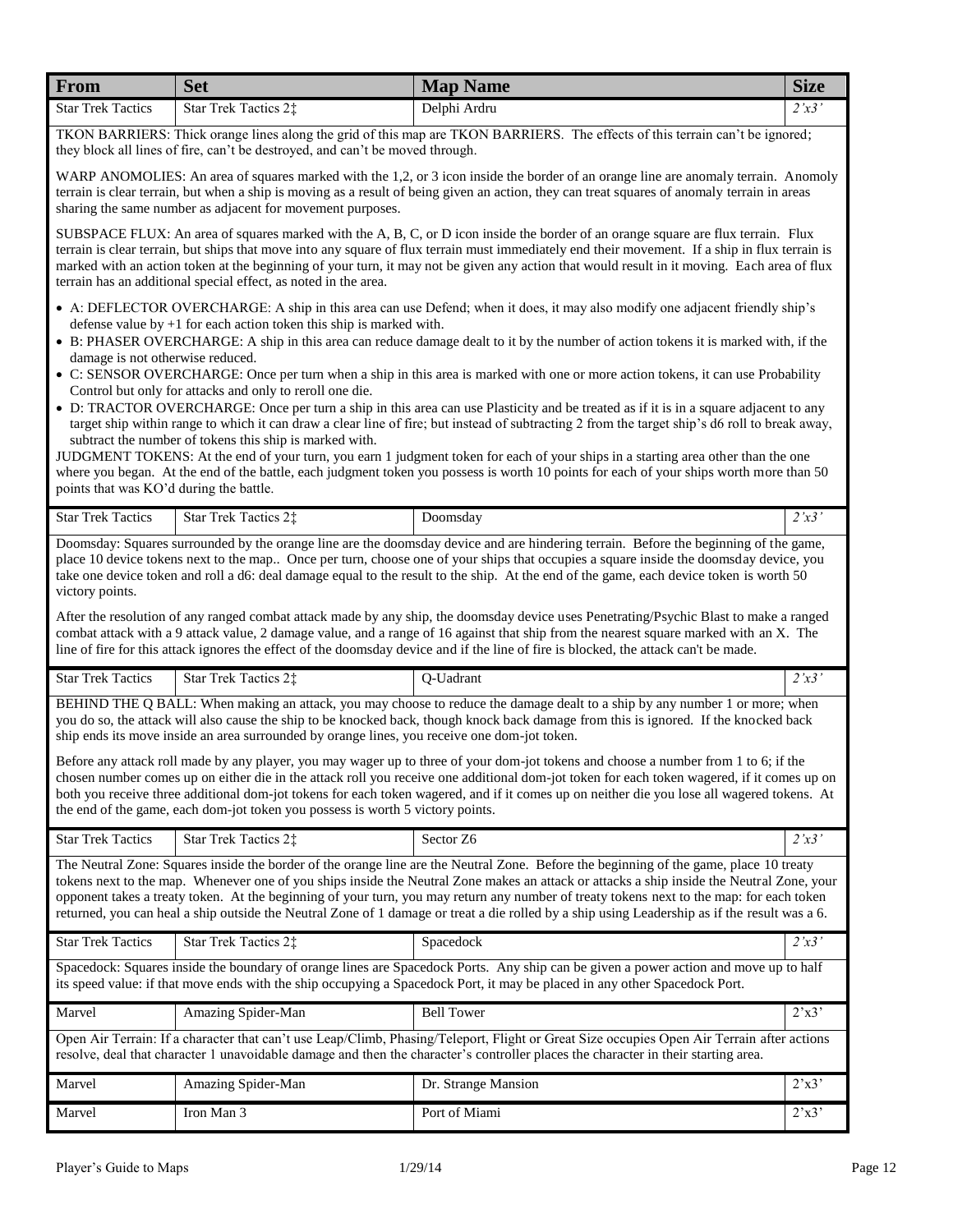| From | Set | Map Name | Size |
|---|---|---|---|
| Star Trek Tactics | Star Trek Tactics 2‡ | Delphi Ardru | 2'x3' |

TKON BARRIERS: Thick orange lines along the grid of this map are TKON BARRIERS. The effects of this terrain can't be ignored; they block all lines of fire, can't be destroyed, and can't be moved through.

WARP ANOMOLIES: An area of squares marked with the 1,2, or 3 icon inside the border of an orange line are anomaly terrain. Anomoly terrain is clear terrain, but when a ship is moving as a result of being given an action, they can treat squares of anomaly terrain in areas sharing the same number as adjacent for movement purposes.

SUBSPACE FLUX: An area of squares marked with the A, B, C, or D icon inside the border of an orange square are flux terrain. Flux terrain is clear terrain, but ships that move into any square of flux terrain must immediately end their movement. If a ship in flux terrain is marked with an action token at the beginning of your turn, it may not be given any action that would result in it moving. Each area of flux terrain has an additional special effect, as noted in the area.

- A: DEFLECTOR OVERCHARGE: A ship in this area can use Defend; when it does, it may also modify one adjacent friendly ship's defense value by +1 for each action token this ship is marked with.
- B: PHASER OVERCHARGE: A ship in this area can reduce damage dealt to it by the number of action tokens it is marked with, if the damage is not otherwise reduced.
- C: SENSOR OVERCHARGE: Once per turn when a ship in this area is marked with one or more action tokens, it can use Probability Control but only for attacks and only to reroll one die.
- D: TRACTOR OVERCHARGE: Once per turn a ship in this area can use Plasticity and be treated as if it is in a square adjacent to any target ship within range to which it can draw a clear line of fire; but instead of subtracting 2 from the target ship's d6 roll to break away, subtract the number of tokens this ship is marked with.

JUDGMENT TOKENS: At the end of your turn, you earn 1 judgment token for each of your ships in a starting area other than the one where you began. At the end of the battle, each judgment token you possess is worth 10 points for each of your ships worth more than 50 points that was KO'd during the battle.

| From | Set | Map Name | Size |
|---|---|---|---|
| Star Trek Tactics | Star Trek Tactics 2‡ | Doomsday | 2'x3' |

Doomsday: Squares surrounded by the orange line are the doomsday device and are hindering terrain. Before the beginning of the game, place 10 device tokens next to the map.. Once per turn, choose one of your ships that occupies a square inside the doomsday device, you take one device token and roll a d6: deal damage equal to the result to the ship. At the end of the game, each device token is worth 50 victory points.

After the resolution of any ranged combat attack made by any ship, the doomsday device uses Penetrating/Psychic Blast to make a ranged combat attack with a 9 attack value, 2 damage value, and a range of 16 against that ship from the nearest square marked with an X. The line of fire for this attack ignores the effect of the doomsday device and if the line of fire is blocked, the attack can't be made.

| From | Set | Map Name | Size |
|---|---|---|---|
| Star Trek Tactics | Star Trek Tactics 2‡ | Q-Uadrant | 2'x3' |

BEHIND THE Q BALL: When making an attack, you may choose to reduce the damage dealt to a ship by any number 1 or more; when you do so, the attack will also cause the ship to be knocked back, though knock back damage from this is ignored. If the knocked back ship ends its move inside an area surrounded by orange lines, you receive one dom-jot token.

Before any attack roll made by any player, you may wager up to three of your dom-jot tokens and choose a number from 1 to 6; if the chosen number comes up on either die in the attack roll you receive one additional dom-jot token for each token wagered, if it comes up on both you receive three additional dom-jot tokens for each token wagered, and if it comes up on neither die you lose all wagered tokens. At the end of the game, each dom-jot token you possess is worth 5 victory points.

| From | Set | Map Name | Size |
|---|---|---|---|
| Star Trek Tactics | Star Trek Tactics 2‡ | Sector Z6 | 2'x3' |

The Neutral Zone: Squares inside the border of the orange line are the Neutral Zone. Before the beginning of the game, place 10 treaty tokens next to the map. Whenever one of you ships inside the Neutral Zone makes an attack or attacks a ship inside the Neutral Zone, your opponent takes a treaty token. At the beginning of your turn, you may return any number of treaty tokens next to the map: for each token returned, you can heal a ship outside the Neutral Zone of 1 damage or treat a die rolled by a ship using Leadership as if the result was a 6.

| From | Set | Map Name | Size |
|---|---|---|---|
| Star Trek Tactics | Star Trek Tactics 2‡ | Spacedock | 2'x3' |

Spacedock: Squares inside the boundary of orange lines are Spacedock Ports. Any ship can be given a power action and move up to half its speed value: if that move ends with the ship occupying a Spacedock Port, it may be placed in any other Spacedock Port.

| From | Set | Map Name | Size |
|---|---|---|---|
| Marvel | Amazing Spider-Man | Bell Tower | 2'x3' |

Open Air Terrain: If a character that can't use Leap/Climb, Phasing/Teleport, Flight or Great Size occupies Open Air Terrain after actions resolve, deal that character 1 unavoidable damage and then the character's controller places the character in their starting area.

| From | Set | Map Name | Size |
|---|---|---|---|
| Marvel | Amazing Spider-Man | Dr. Strange Mansion | 2'x3' |
| Marvel | Iron Man 3 | Port of Miami | 2'x3' |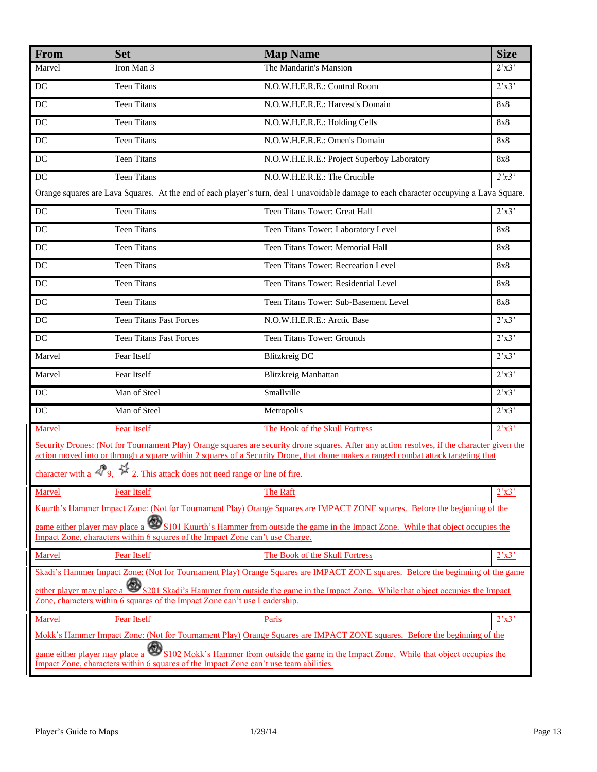| From | Set | Map Name | Size |
|---|---|---|---|
| Marvel | Iron Man 3 | The Mandarin's Mansion | 2'x3' |
| DC | Teen Titans | N.O.W.H.E.R.E.: Control Room | 2'x3' |
| DC | Teen Titans | N.O.W.H.E.R.E.: Harvest's Domain | 8x8 |
| DC | Teen Titans | N.O.W.H.E.R.E.: Holding Cells | 8x8 |
| DC | Teen Titans | N.O.W.H.E.R.E.: Omen's Domain | 8x8 |
| DC | Teen Titans | N.O.W.H.E.R.E.: Project Superboy Laboratory | 8x8 |
| DC | Teen Titans | N.O.W.H.E.R.E.: The Crucible | *2'x3'* |
| Orange squares are Lava Squares. At the end of each player's turn, deal 1 unavoidable damage to each character occupying a Lava Square. | | | |
| DC | Teen Titans | Teen Titans Tower: Great Hall | 2'x3' |
| DC | Teen Titans | Teen Titans Tower: Laboratory Level | 8x8 |
| DC | Teen Titans | Teen Titans Tower: Memorial Hall | 8x8 |
| DC | Teen Titans | Teen Titans Tower: Recreation Level | 8x8 |
| DC | Teen Titans | Teen Titans Tower: Residential Level | 8x8 |
| DC | Teen Titans | Teen Titans Tower: Sub-Basement Level | 8x8 |
| DC | Teen Titans Fast Forces | N.O.W.H.E.R.E.: Arctic Base | 2'x3' |
| DC | Teen Titans Fast Forces | Teen Titans Tower: Grounds | 2'x3' |
| Marvel | Fear Itself | Blitzkreig DC | 2'x3' |
| Marvel | Fear Itself | Blitzkreig Manhattan | 2'x3' |
| DC | Man of Steel | Smallville | 2'x3' |
| DC | Man of Steel | Metropolis | 2'x3' |
| Marvel | Fear Itself | The Book of the Skull Fortress | 2'x3' |
| Security Drones: (Not for Tournament Play) Orange squares are security drone squares. After any action resolves, if the character given the action moved into or through a square within 2 squares of a Security Drone, that drone makes a ranged combat attack targeting that character with a 9, 2. This attack does not need range or line of fire. | | | |
| Marvel | Fear Itself | The Raft | 2'x3' |
| Kuurth's Hammer Impact Zone: (Not for Tournament Play) Orange Squares are IMPACT ZONE squares. Before the beginning of the game either player may place a S101 Kuurth's Hammer from outside the game in the Impact Zone. While that object occupies the Impact Zone, characters within 6 squares of the Impact Zone can't use Charge. | | | |
| Marvel | Fear Itself | The Book of the Skull Fortress | 2'x3' |
| Skadi's Hammer Impact Zone: (Not for Tournament Play) Orange Squares are IMPACT ZONE squares. Before the beginning of the game either player may place a S201 Skadi's Hammer from outside the game in the Impact Zone. While that object occupies the Impact Zone, characters within 6 squares of the Impact Zone can't use Leadership. | | | |
| Marvel | Fear Itself | Paris | 2'x3' |
| Mokk's Hammer Impact Zone: (Not for Tournament Play) Orange Squares are IMPACT ZONE squares. Before the beginning of the game either player may place a S102 Mokk's Hammer from outside the game in the Impact Zone. While that object occupies the Impact Zone, characters within 6 squares of the Impact Zone can't use team abilities. | | | |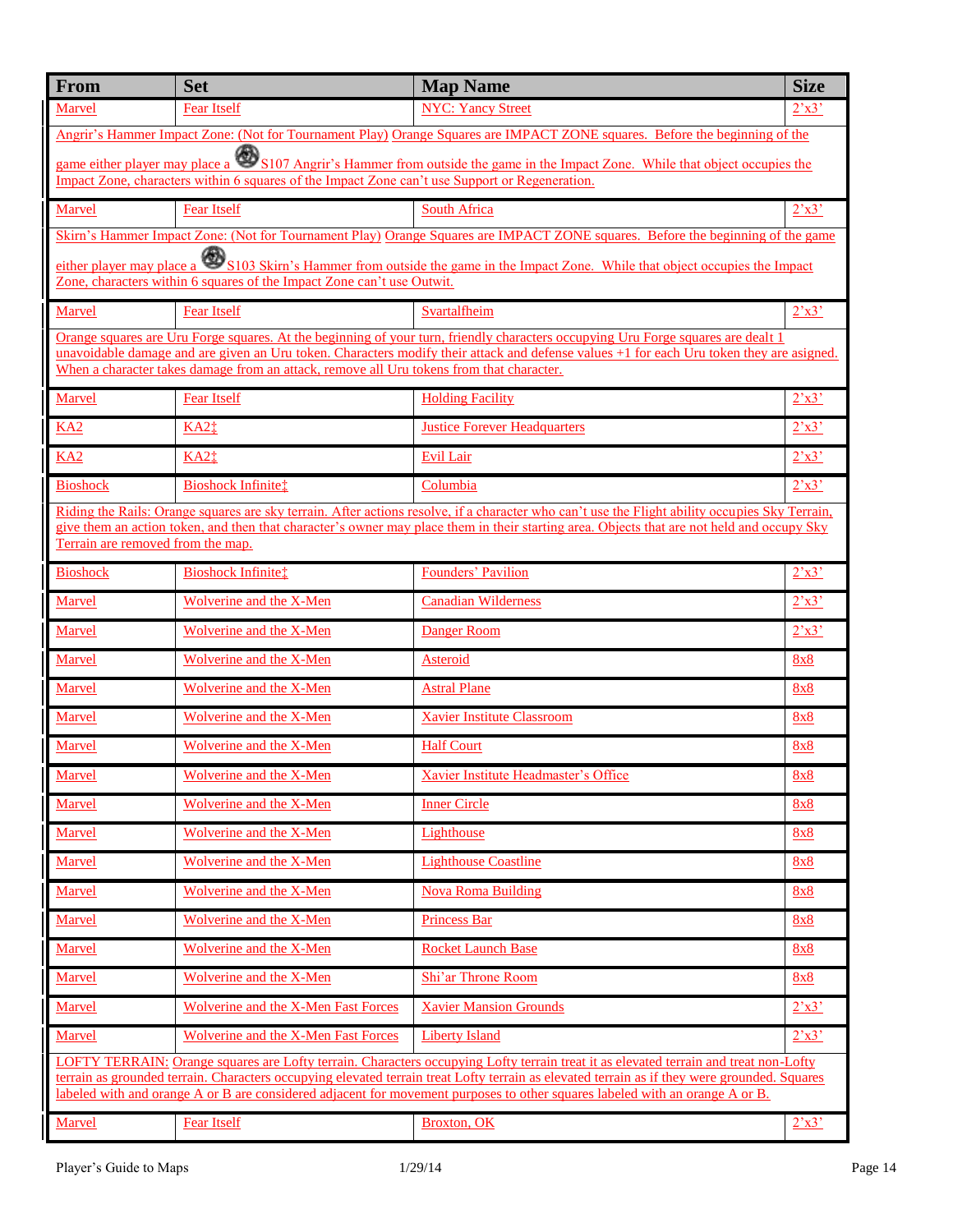| From | Set | Map Name | Size |
| --- | --- | --- | --- |
| Marvel | Fear Itself | NYC: Yancy Street | 2'x3' |
| Angrir's Hammer Impact Zone: (Not for Tournament Play) Orange Squares are IMPACT ZONE squares. Before the beginning of the game either player may place a S107 Angrir's Hammer from outside the game in the Impact Zone. While that object occupies the Impact Zone, characters within 6 squares of the Impact Zone can't use Support or Regeneration. | | | |
| Marvel | Fear Itself | South Africa | 2'x3' |
| Skirn's Hammer Impact Zone: (Not for Tournament Play) Orange Squares are IMPACT ZONE squares. Before the beginning of the game either player may place a S103 Skirn's Hammer from outside the game in the Impact Zone. While that object occupies the Impact Zone, characters within 6 squares of the Impact Zone can't use Outwit. | | | |
| Marvel | Fear Itself | Svartalfheim | 2'x3' |
| Orange squares are Uru Forge squares. At the beginning of your turn, friendly characters occupying Uru Forge squares are dealt 1 unavoidable damage and are given an Uru token. Characters modify their attack and defense values +1 for each Uru token they are asigned. When a character takes damage from an attack, remove all Uru tokens from that character. | | | |
| Marvel | Fear Itself | Holding Facility | 2'x3' |
| KA2 | KA2‡ | Justice Forever Headquarters | 2'x3' |
| KA2 | KA2‡ | Evil Lair | 2'x3' |
| Bioshock | Bioshock Infinite‡ | Columbia | 2'x3' |
| Riding the Rails: Orange squares are sky terrain. After actions resolve, if a character who can't use the Flight ability occupies Sky Terrain, give them an action token, and then that character's owner may place them in their starting area. Objects that are not held and occupy Sky Terrain are removed from the map. | | | |
| Bioshock | Bioshock Infinite‡ | Founders' Pavilion | 2'x3' |
| Marvel | Wolverine and the X-Men | Canadian Wilderness | 2'x3' |
| Marvel | Wolverine and the X-Men | Danger Room | 2'x3' |
| Marvel | Wolverine and the X-Men | Asteroid | 8x8 |
| Marvel | Wolverine and the X-Men | Astral Plane | 8x8 |
| Marvel | Wolverine and the X-Men | Xavier Institute Classroom | 8x8 |
| Marvel | Wolverine and the X-Men | Half Court | 8x8 |
| Marvel | Wolverine and the X-Men | Xavier Institute Headmaster's Office | 8x8 |
| Marvel | Wolverine and the X-Men | Inner Circle | 8x8 |
| Marvel | Wolverine and the X-Men | Lighthouse | 8x8 |
| Marvel | Wolverine and the X-Men | Lighthouse Coastline | 8x8 |
| Marvel | Wolverine and the X-Men | Nova Roma Building | 8x8 |
| Marvel | Wolverine and the X-Men | Princess Bar | 8x8 |
| Marvel | Wolverine and the X-Men | Rocket Launch Base | 8x8 |
| Marvel | Wolverine and the X-Men | Shi'ar Throne Room | 8x8 |
| Marvel | Wolverine and the X-Men Fast Forces | Xavier Mansion Grounds | 2'x3' |
| Marvel | Wolverine and the X-Men Fast Forces | Liberty Island | 2'x3' |
| LOFTY TERRAIN: Orange squares are Lofty terrain. Characters occupying Lofty terrain treat it as elevated terrain and treat non-Lofty terrain as grounded terrain. Characters occupying elevated terrain treat Lofty terrain as elevated terrain as if they were grounded. Squares labeled with and orange A or B are considered adjacent for movement purposes to other squares labeled with an orange A or B. | | | |
| Marvel | Fear Itself | Broxton, OK | 2'x3' |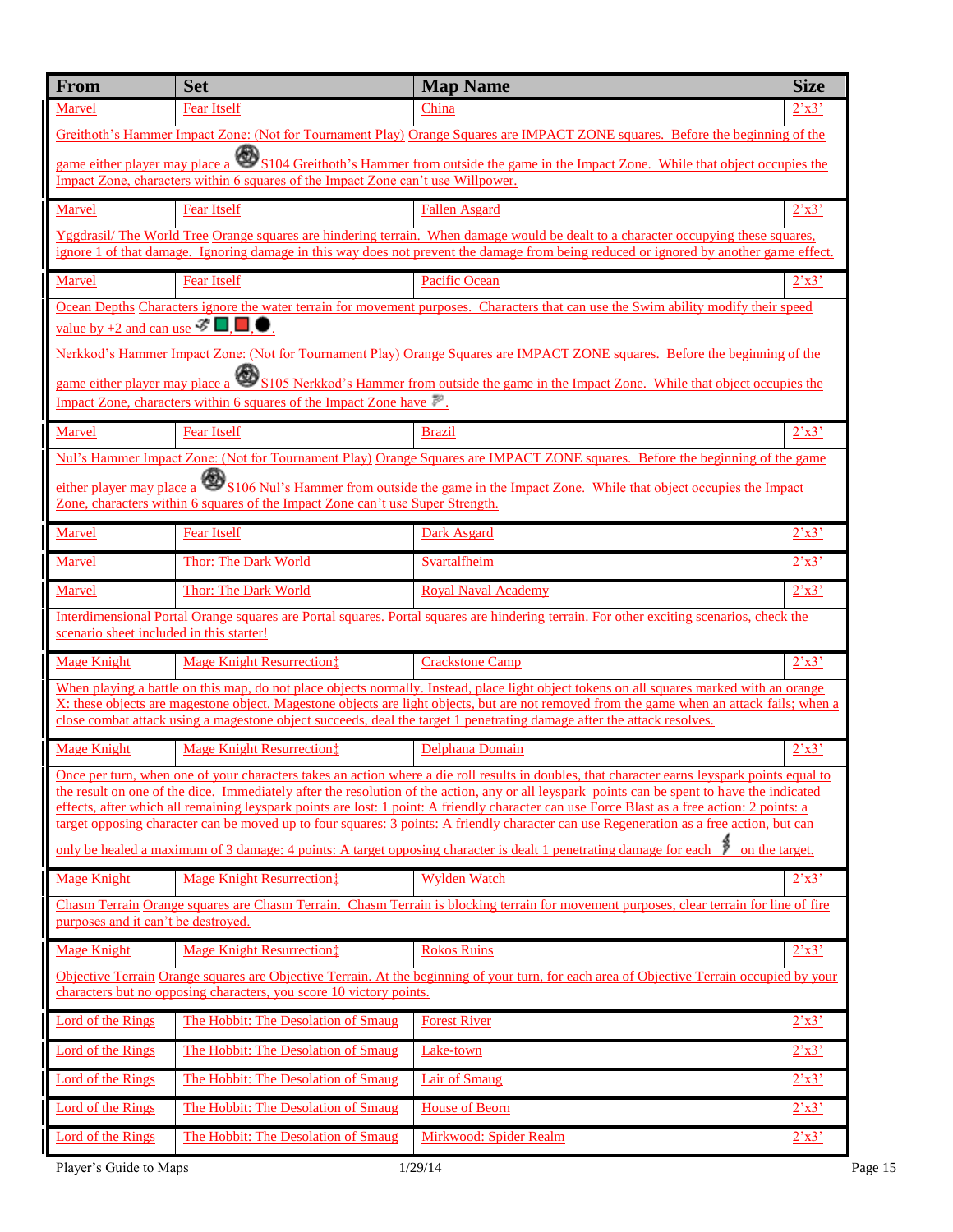| From | Set | Map Name | Size |
|---|---|---|---|
| Marvel | Fear Itself | China | 2'x3' |
| Greithoth's Hammer Impact Zone: (Not for Tournament Play) Orange Squares are IMPACT ZONE squares. Before the beginning of the game either player may place a S104 Greithoth's Hammer from outside the game in the Impact Zone. While that object occupies the Impact Zone, characters within 6 squares of the Impact Zone can't use Willpower. | | | |
| Marvel | Fear Itself | Fallen Asgard | 2'x3' |
| Yggdrasil/ The World Tree Orange squares are hindering terrain. When damage would be dealt to a character occupying these squares, ignore 1 of that damage. Ignoring damage in this way does not prevent the damage from being reduced or ignored by another game effect. | | | |
| Marvel | Fear Itself | Pacific Ocean | 2'x3' |
| Ocean Depths Characters ignore the water terrain for movement purposes. Characters that can use the Swim ability modify their speed value by +2 and can use ■, ■, ●. Nerkkod's Hammer Impact Zone: (Not for Tournament Play) Orange Squares are IMPACT ZONE squares. Before the beginning of the game either player may place a S105 Nerkkod's Hammer from outside the game in the Impact Zone. While that object occupies the Impact Zone, characters within 6 squares of the Impact Zone have . | | | |
| Marvel | Fear Itself | Brazil | 2'x3' |
| Nul's Hammer Impact Zone: (Not for Tournament Play) Orange Squares are IMPACT ZONE squares. Before the beginning of the game either player may place a S106 Nul's Hammer from outside the game in the Impact Zone. While that object occupies the Impact Zone, characters within 6 squares of the Impact Zone can't use Super Strength. | | | |
| Marvel | Fear Itself | Dark Asgard | 2'x3' |
| Marvel | Thor: The Dark World | Svartalfheim | 2'x3' |
| Marvel | Thor: The Dark World | Royal Naval Academy | 2'x3' |
| Interdimensional Portal Orange squares are Portal squares. Portal squares are hindering terrain. For other exciting scenarios, check the scenario sheet included in this starter! | | | |
| Mage Knight | Mage Knight Resurrection‡ | Crackstone Camp | 2'x3' |
| When playing a battle on this map, do not place objects normally. Instead, place light object tokens on all squares marked with an orange X: these objects are magestone object. Magestone objects are light objects, but are not removed from the game when an attack fails; when a close combat attack using a magestone object succeeds, deal the target 1 penetrating damage after the attack resolves. | | | |
| Mage Knight | Mage Knight Resurrection‡ | Delphana Domain | 2'x3' |
| Once per turn, when one of your characters takes an action where a die roll results in doubles, that character earns leyspark points equal to the result on one of the dice. Immediately after the resolution of the action, any or all leyspark points can be spent to have the indicated effects, after which all remaining leyspark points are lost: 1 point: A friendly character can use Force Blast as a free action: 2 points: a target opposing character can be moved up to four squares: 3 points: A friendly character can use Regeneration as a free action, but can only be healed a maximum of 3 damage: 4 points: A target opposing character is dealt 1 penetrating damage for each on the target. | | | |
| Mage Knight | Mage Knight Resurrection‡ | Wylden Watch | 2'x3' |
| Chasm Terrain Orange squares are Chasm Terrain. Chasm Terrain is blocking terrain for movement purposes, clear terrain for line of fire purposes and it can't be destroyed. | | | |
| Mage Knight | Mage Knight Resurrection‡ | Rokos Ruins | 2'x3' |
| Objective Terrain Orange squares are Objective Terrain. At the beginning of your turn, for each area of Objective Terrain occupied by your characters but no opposing characters, you score 10 victory points. | | | |
| Lord of the Rings | The Hobbit: The Desolation of Smaug | Forest River | 2'x3' |
| Lord of the Rings | The Hobbit: The Desolation of Smaug | Lake-town | 2'x3' |
| Lord of the Rings | The Hobbit: The Desolation of Smaug | Lair of Smaug | 2'x3' |
| Lord of the Rings | The Hobbit: The Desolation of Smaug | House of Beorn | 2'x3' |
| Lord of the Rings | The Hobbit: The Desolation of Smaug | Mirkwood: Spider Realm | 2'x3' |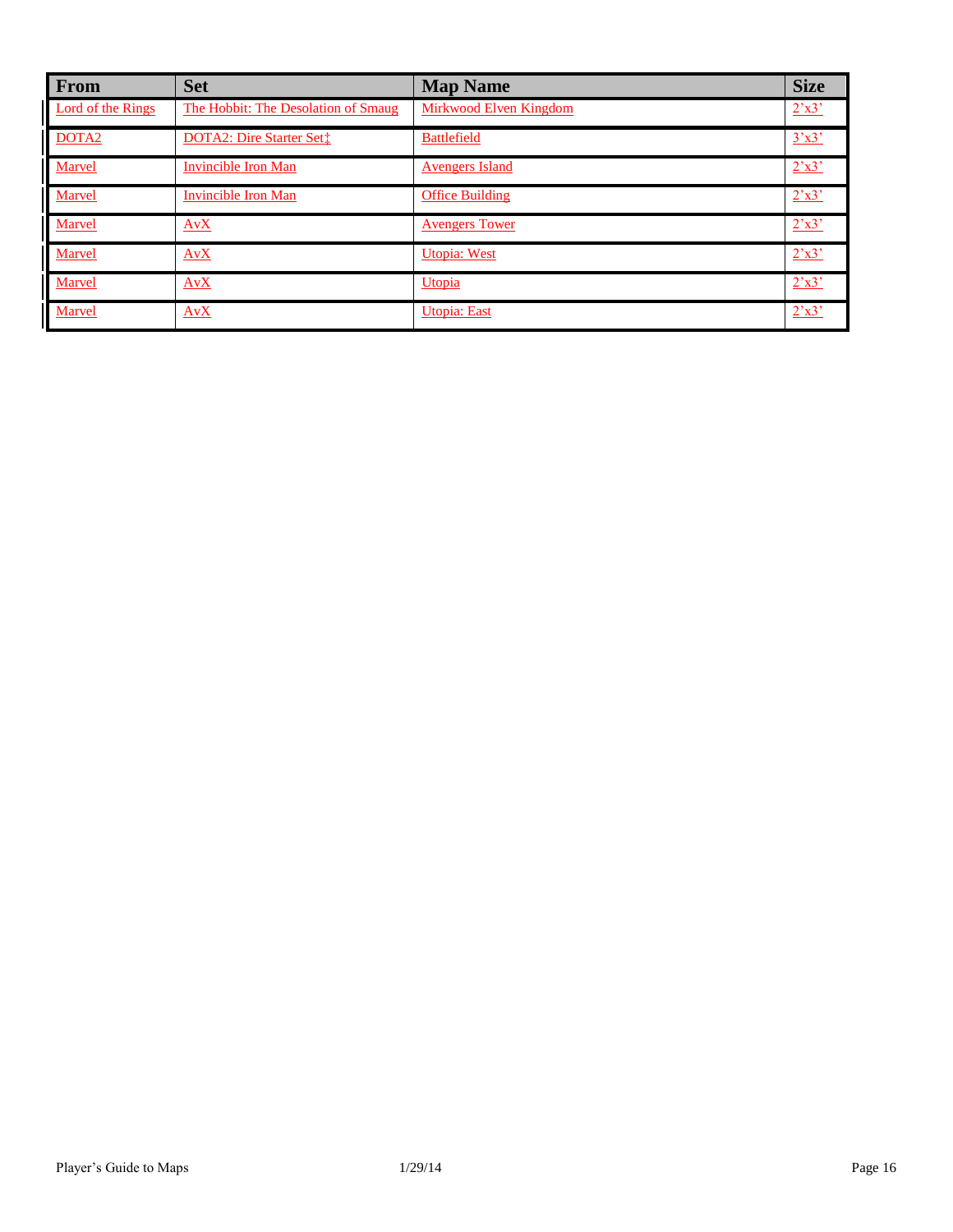| From | Set | Map Name | Size |
|---|---|---|---|
| Lord of the Rings | The Hobbit: The Desolation of Smaug | Mirkwood Elven Kingdom | 2'x3' |
| DOTA2 | DOTA2: Dire Starter Set‡ | Battlefield | 3'x3' |
| Marvel | Invincible Iron Man | Avengers Island | 2'x3' |
| Marvel | Invincible Iron Man | Office Building | 2'x3' |
| Marvel | AvX | Avengers Tower | 2'x3' |
| Marvel | AvX | Utopia: West | 2'x3' |
| Marvel | AvX | Utopia | 2'x3' |
| Marvel | AvX | Utopia: East | 2'x3' |